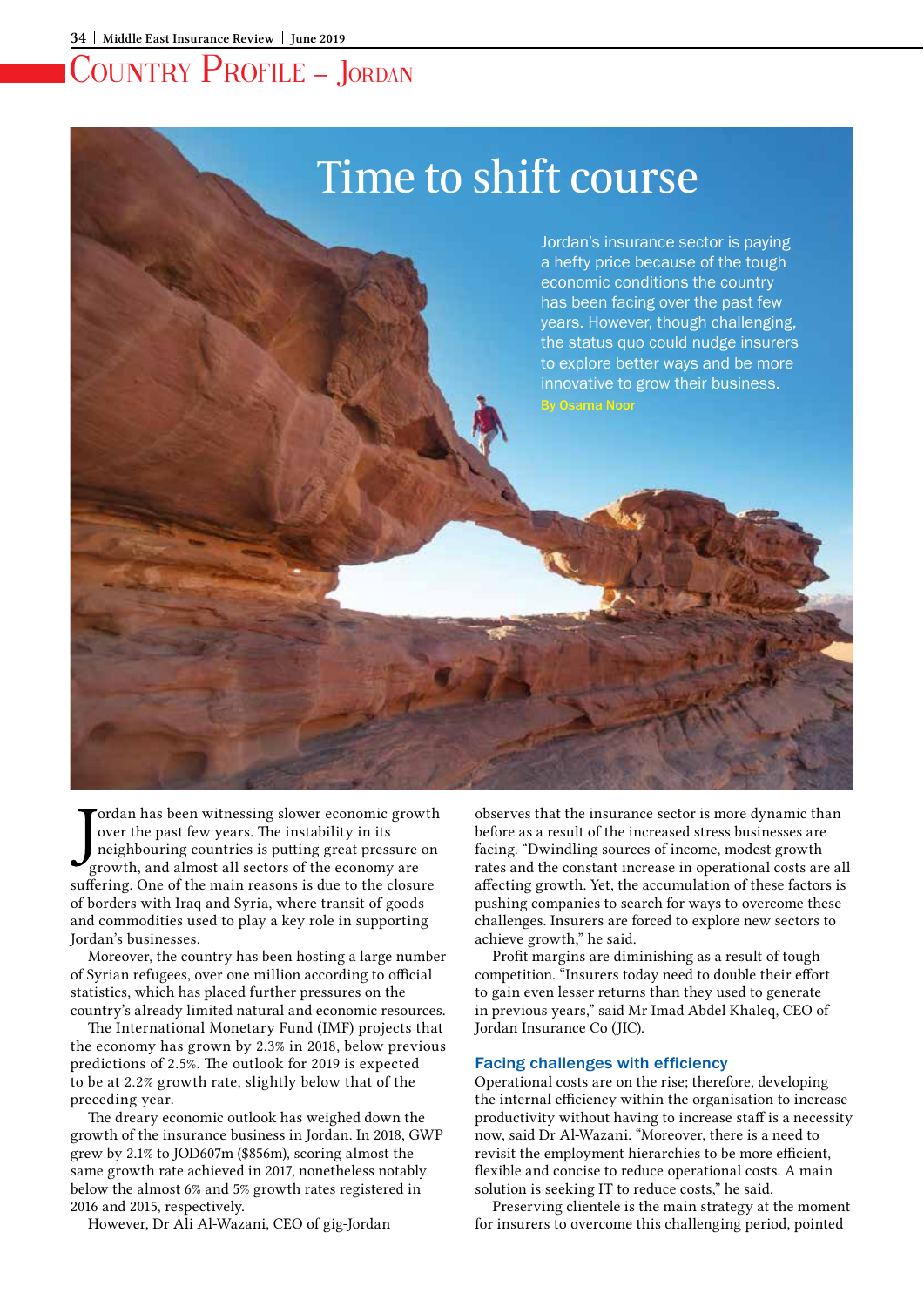# Country Profile – Jordan

# Time to shift course

Jordan's insurance sector is paying a hefty price because of the tough economic conditions the country has been facing over the past few years. However, though challenging, the status quo could nudge insurers to explore better ways and be more innovative to grow their business.

By Osama Noor

Jordan has been witnessing slower economic growth over the past few years. The instability in its neighbouring countries is putting great pressure on growth, and almost all sectors of the economy are suffering. One of the main reasons is due to the closure of borders with Iraq and Syria, where transit of goods and commodities used to play a key role in supporting Jordan's businesses.

Moreover, the country has been hosting a large number of Syrian refugees, over one million according to official statistics, which has placed further pressures on the country's already limited natural and economic resources.

The International Monetary Fund (IMF) projects that the economy has grown by 2.3% in 2018, below previous predictions of 2.5%. The outlook for 2019 is expected to be at 2.2% growth rate, slightly below that of the preceding year.

The dreary economic outlook has weighed down the growth of the insurance business in Jordan. In 2018, GWP grew by 2.1% to JOD607m ($856m), scoring almost the same growth rate achieved in 2017, nonetheless notably below the almost 6% and 5% growth rates registered in 2016 and 2015, respectively.

However, Dr Ali Al-Wazani, CEO of gig-Jordan observes that the insurance sector is more dynamic than before as a result of the increased stress businesses are facing. "Dwindling sources of income, modest growth rates and the constant increase in operational costs are all affecting growth. Yet, the accumulation of these factors is pushing companies to search for ways to overcome these challenges. Insurers are forced to explore new sectors to achieve growth," he said.

Profit margins are diminishing as a result of tough competition. "Insurers today need to double their effort to gain even lesser returns than they used to generate in previous years," said Mr Imad Abdel Khaleq, CEO of Jordan Insurance Co (JIC).

## Facing challenges with efficiency

Operational costs are on the rise; therefore, developing the internal efficiency within the organisation to increase productivity without having to increase staff is a necessity now, said Dr Al-Wazani. "Moreover, there is a need to revisit the employment hierarchies to be more efficient, flexible and concise to reduce operational costs. A main solution is seeking IT to reduce costs," he said.

Preserving clientele is the main strategy at the moment for insurers to overcome this challenging period, pointed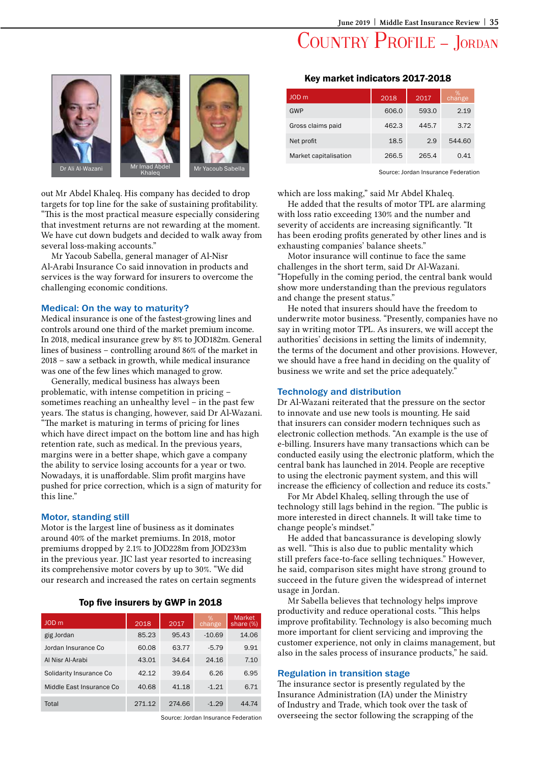# Country Profile – Jordan

Dr Ali Al-Wazani

Mr Imad Abdel Khaleq

Mr Yacoub Sabella

out Mr Abdel Khaleq. His company has decided to drop targets for top line for the sake of sustaining profitability. "This is the most practical measure especially considering that investment returns are not rewarding at the moment. We have cut down budgets and decided to walk away from several loss-making accounts."

Mr Yacoub Sabella, general manager of Al-Nisr Al-Arabi Insurance Co said innovation in products and services is the way forward for insurers to overcome the challenging economic conditions.

## Medical: On the way to maturity?

Medical insurance is one of the fastest-growing lines and controls around one third of the market premium income. In 2018, medical insurance grew by 8% to JOD182m. General lines of business – controlling around 86% of the market in 2018 – saw a setback in growth, while medical insurance was one of the few lines which managed to grow.

Generally, medical business has always been problematic, with intense competition in pricing – sometimes reaching an unhealthy level – in the past few years. The status is changing, however, said Dr Al-Wazani. "The market is maturing in terms of pricing for lines which have direct impact on the bottom line and has high retention rate, such as medical. In the previous years, margins were in a better shape, which gave a company the ability to service losing accounts for a year or two. Nowadays, it is unaffordable. Slim profit margins have pushed for price correction, which is a sign of maturity for this line."

## Motor, standing still

Motor is the largest line of business as it dominates around 40% of the market premiums. In 2018, motor premiums dropped by 2.1% to JOD228m from JOD233m in the previous year. JIC last year resorted to increasing its comprehensive motor covers by up to 30%. "We did our research and increased the rates on certain segments which are loss making," said Mr Abdel Khaleq.

He added that the results of motor TPL are alarming with loss ratio exceeding 130% and the number and severity of accidents are increasing significantly. "It has been eroding profits generated by other lines and is exhausting companies' balance sheets."

Motor insurance will continue to face the same challenges in the short term, said Dr Al-Wazani. "Hopefully in the coming period, the central bank would show more understanding than the previous regulators and change the present status."

He noted that insurers should have the freedom to underwrite motor business. "Presently, companies have no say in writing motor TPL. As insurers, we will accept the authorities' decisions in setting the limits of indemnity, the terms of the document and other provisions. However, we should have a free hand in deciding on the quality of business we write and set the price adequately."

**Top five insurers by GWP in 2018**

| JOD m | 2018 | 2017 | % change | Market share (%) |
|---|---|---|---|---|
| gig Jordan | 85.23 | 95.43 | -10.69 | 14.06 |
| Jordan Insurance Co | 60.08 | 63.77 | -5.79 | 9.91 |
| Al Nisr Al-Arabi | 43.01 | 34.64 | 24.16 | 7.10 |
| Solidarity Insurance Co | 42.12 | 39.64 | 6.26 | 6.95 |
| Middle East Insurance Co | 40.68 | 41.18 | -1.21 | 6.71 |
| Total | 271.12 | 274.66 | -1.29 | 44.74 |

Source: Jordan Insurance Federation

**Key market indicators 2017-2018**

| JOD m | 2018 | 2017 | % change |
|---|---|---|---|
| GWP | 606.0 | 593.0 | 2.19 |
| Gross claims paid | 462.3 | 445.7 | 3.72 |
| Net profit | 18.5 | 2.9 | 544.60 |
| Market capitalisation | 266.5 | 265.4 | 0.41 |

Source: Jordan Insurance Federation

## Technology and distribution

Dr Al-Wazani reiterated that the pressure on the sector to innovate and use new tools is mounting. He said that insurers can consider modern techniques such as electronic collection methods. "An example is the use of e-billing. Insurers have many transactions which can be conducted easily using the electronic platform, which the central bank has launched in 2014. People are receptive to using the electronic payment system, and this will increase the efficiency of collection and reduce its costs."

For Mr Abdel Khaleq, selling through the use of technology still lags behind in the region. "The public is more interested in direct channels. It will take time to change people's mindset."

He added that bancassurance is developing slowly as well. "This is also due to public mentality which still prefers face-to-face selling techniques." However, he said, comparison sites might have strong ground to succeed in the future given the widespread of internet usage in Jordan.

Mr Sabella believes that technology helps improve productivity and reduce operational costs. "This helps improve profitability. Technology is also becoming much more important for client servicing and improving the customer experience, not only in claims management, but also in the sales process of insurance products," he said.

## Regulation in transition stage

The insurance sector is presently regulated by the Insurance Administration (IA) under the Ministry of Industry and Trade, which took over the task of overseeing the sector following the scrapping of the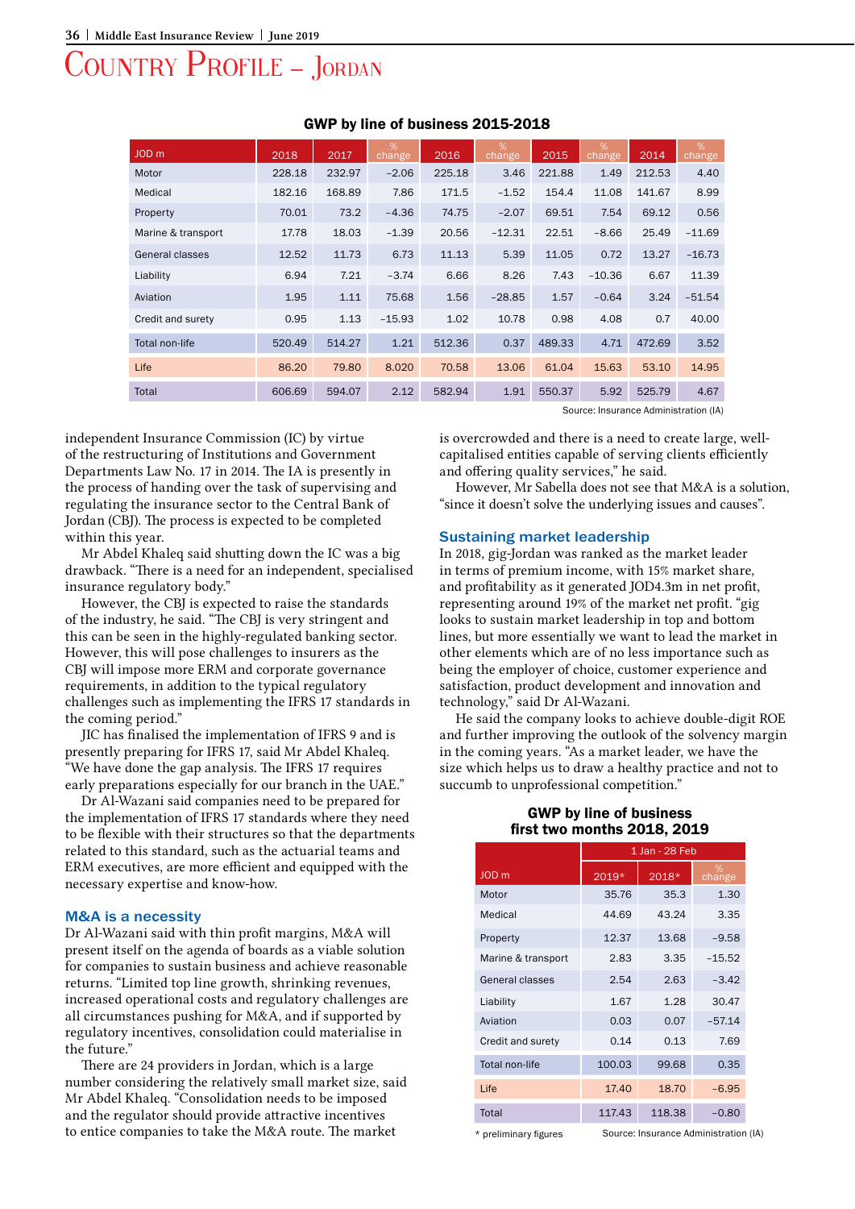# Country Profile – Jordan

**GWP by line of business 2015-2018**

| JOD m | 2018 | 2017 | % change | 2016 | % change | 2015 | % change | 2014 | % change |
|---|---|---|---|---|---|---|---|---|---|
| Motor | 228.18 | 232.97 | −2.06 | 225.18 | 3.46 | 221.88 | 1.49 | 212.53 | 4.40 |
| Medical | 182.16 | 168.89 | 7.86 | 171.5 | −1.52 | 154.4 | 11.08 | 141.67 | 8.99 |
| Property | 70.01 | 73.2 | −4.36 | 74.75 | −2.07 | 69.51 | 7.54 | 69.12 | 0.56 |
| Marine & transport | 17.78 | 18.03 | −1.39 | 20.56 | −12.31 | 22.51 | −8.66 | 25.49 | −11.69 |
| General classes | 12.52 | 11.73 | 6.73 | 11.13 | 5.39 | 11.05 | 0.72 | 13.27 | −16.73 |
| Liability | 6.94 | 7.21 | −3.74 | 6.66 | 8.26 | 7.43 | −10.36 | 6.67 | 11.39 |
| Aviation | 1.95 | 1.11 | 75.68 | 1.56 | −28.85 | 1.57 | −0.64 | 3.24 | −51.54 |
| Credit and surety | 0.95 | 1.13 | −15.93 | 1.02 | 10.78 | 0.98 | 4.08 | 0.7 | 40.00 |
| Total non-life | 520.49 | 514.27 | 1.21 | 512.36 | 0.37 | 489.33 | 4.71 | 472.69 | 3.52 |
| Life | 86.20 | 79.80 | 8.020 | 70.58 | 13.06 | 61.04 | 15.63 | 53.10 | 14.95 |
| Total | 606.69 | 594.07 | 2.12 | 582.94 | 1.91 | 550.37 | 5.92 | 525.79 | 4.67 |

Source: Insurance Administration (IA)

independent Insurance Commission (IC) by virtue of the restructuring of Institutions and Government Departments Law No. 17 in 2014. The IA is presently in the process of handing over the task of supervising and regulating the insurance sector to the Central Bank of Jordan (CBJ). The process is expected to be completed within this year.

Mr Abdel Khaleq said shutting down the IC was a big drawback. "There is a need for an independent, specialised insurance regulatory body."

However, the CBJ is expected to raise the standards of the industry, he said. "The CBJ is very stringent and this can be seen in the highly-regulated banking sector. However, this will pose challenges to insurers as the CBJ will impose more ERM and corporate governance requirements, in addition to the typical regulatory challenges such as implementing the IFRS 17 standards in the coming period."

JIC has finalised the implementation of IFRS 9 and is presently preparing for IFRS 17, said Mr Abdel Khaleq. "We have done the gap analysis. The IFRS 17 requires early preparations especially for our branch in the UAE."

Dr Al-Wazani said companies need to be prepared for the implementation of IFRS 17 standards where they need to be flexible with their structures so that the departments related to this standard, such as the actuarial teams and ERM executives, are more efficient and equipped with the necessary expertise and know-how.

## M&A is a necessity

Dr Al-Wazani said with thin profit margins, M&A will present itself on the agenda of boards as a viable solution for companies to sustain business and achieve reasonable returns. "Limited top line growth, shrinking revenues, increased operational costs and regulatory challenges are all circumstances pushing for M&A, and if supported by regulatory incentives, consolidation could materialise in the future."

There are 24 providers in Jordan, which is a large number considering the relatively small market size, said Mr Abdel Khaleq. "Consolidation needs to be imposed and the regulator should provide attractive incentives to entice companies to take the M&A route. The market is overcrowded and there is a need to create large, well-capitalised entities capable of serving clients efficiently and offering quality services," he said.

However, Mr Sabella does not see that M&A is a solution, "since it doesn't solve the underlying issues and causes".

## Sustaining market leadership

In 2018, gig-Jordan was ranked as the market leader in terms of premium income, with 15% market share, and profitability as it generated JOD4.3m in net profit, representing around 19% of the market net profit. "gig looks to sustain market leadership in top and bottom lines, but more essentially we want to lead the market in other elements which are of no less importance such as being the employer of choice, customer experience and satisfaction, product development and innovation and technology," said Dr Al-Wazani.

He said the company looks to achieve double-digit ROE and further improving the outlook of the solvency margin in the coming years. "As a market leader, we have the size which helps us to draw a healthy practice and not to succumb to unprofessional competition."

**GWP by line of business first two months 2018, 2019**

| JOD m | 1 Jan - 28 Feb | | |
|---|---|---|---|
| | 2019* | 2018* | % change |
| Motor | 35.76 | 35.3 | 1.30 |
| Medical | 44.69 | 43.24 | 3.35 |
| Property | 12.37 | 13.68 | −9.58 |
| Marine & transport | 2.83 | 3.35 | −15.52 |
| General classes | 2.54 | 2.63 | −3.42 |
| Liability | 1.67 | 1.28 | 30.47 |
| Aviation | 0.03 | 0.07 | −57.14 |
| Credit and surety | 0.14 | 0.13 | 7.69 |
| Total non-life | 100.03 | 99.68 | 0.35 |
| Life | 17.40 | 18.70 | −6.95 |
| Total | 117.43 | 118.38 | −0.80 |

\* preliminary figures

Source: Insurance Administration (IA)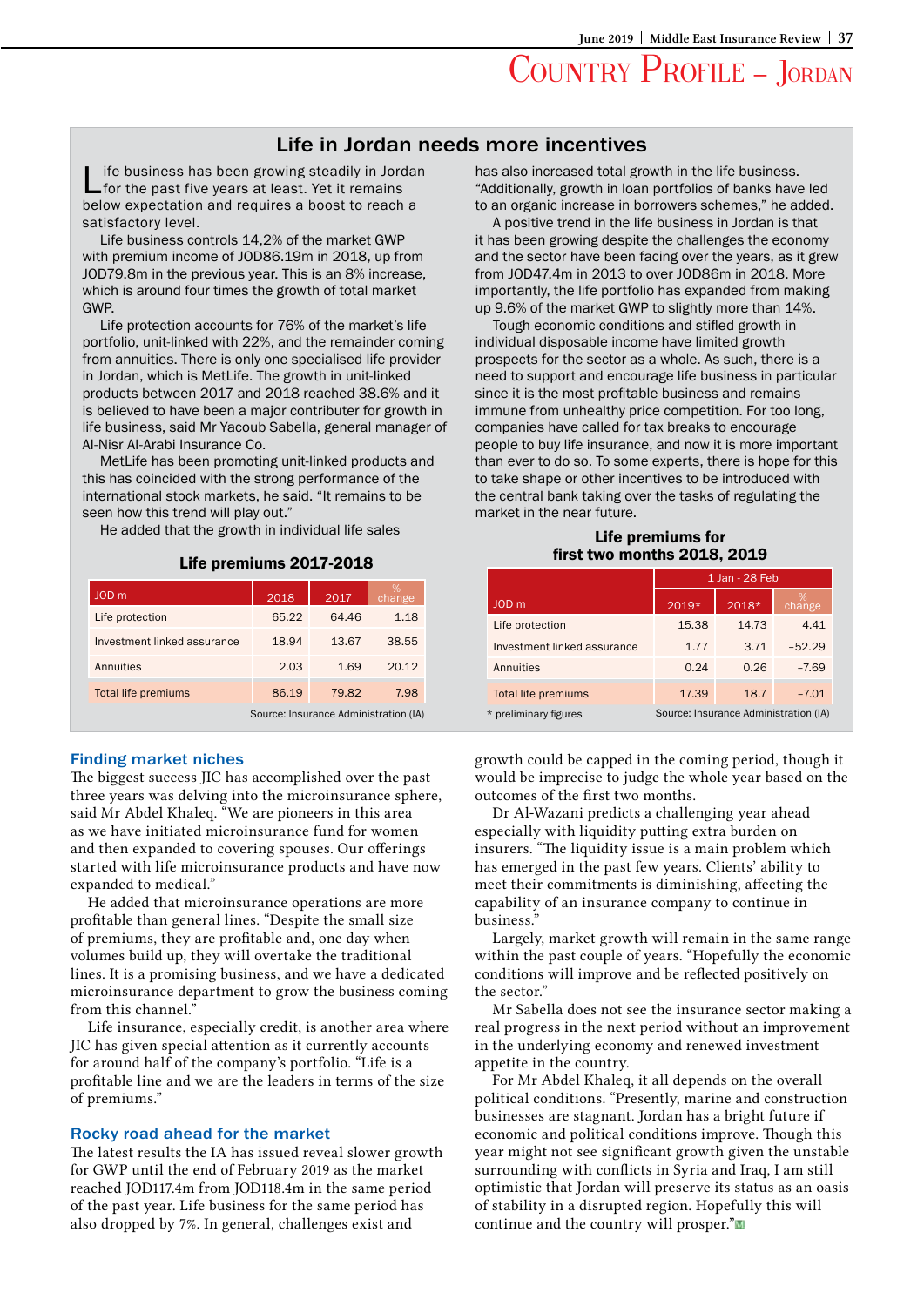# Country Profile – Jordan

## Life in Jordan needs more incentives

Life business has been growing steadily in Jordan for the past five years at least. Yet it remains below expectation and requires a boost to reach a satisfactory level.

Life business controls 14,2% of the market GWP with premium income of JOD86.19m in 2018, up from JOD79.8m in the previous year. This is an 8% increase, which is around four times the growth of total market GWP.

Life protection accounts for 76% of the market's life portfolio, unit-linked with 22%, and the remainder coming from annuities. There is only one specialised life provider in Jordan, which is MetLife. The growth in unit-linked products between 2017 and 2018 reached 38.6% and it is believed to have been a major contributor for growth in life business, said Mr Yacoub Sabella, general manager of Al-Nisr Al-Arabi Insurance Co.

MetLife has been promoting unit-linked products and this has coincided with the strong performance of the international stock markets, he said. "It remains to be seen how this trend will play out."

He added that the growth in individual life sales has also increased total growth in the life business. "Additionally, growth in loan portfolios of banks have led to an organic increase in borrowers schemes," he added.

A positive trend in the life business in Jordan is that it has been growing despite the challenges the economy and the sector have been facing over the years, as it grew from JOD47.4m in 2013 to over JOD86m in 2018. More importantly, the life portfolio has expanded from making up 9.6% of the market GWP to slightly more than 14%.

Tough economic conditions and stifled growth in individual disposable income have limited growth prospects for the sector as a whole. As such, there is a need to support and encourage life business in particular since it is the most profitable business and remains immune from unhealthy price competition. For too long, companies have called for tax breaks to encourage people to buy life insurance, and now it is more important than ever to do so. To some experts, there is hope for this to take shape or other incentives to be introduced with the central bank taking over the tasks of regulating the market in the near future.

### Life premiums 2017-2018

| JOD m | 2018 | 2017 | % change |
|---|---|---|---|
| Life protection | 65.22 | 64.46 | 1.18 |
| Investment linked assurance | 18.94 | 13.67 | 38.55 |
| Annuities | 2.03 | 1.69 | 20.12 |
| Total life premiums | 86.19 | 79.82 | 7.98 |

Source: Insurance Administration (IA)

### Life premiums for first two months 2018, 2019

| JOD m | 1 Jan - 28 Feb | | |
|---|---|---|---|
| | 2019* | 2018* | % change |
| Life protection | 15.38 | 14.73 | 4.41 |
| Investment linked assurance | 1.77 | 3.71 | -52.29 |
| Annuities | 0.24 | 0.26 | -7.69 |
| Total life premiums | 17.39 | 18.7 | -7.01 |

\* preliminary figures

Source: Insurance Administration (IA)

## Finding market niches

The biggest success JIC has accomplished over the past three years was delving into the microinsurance sphere, said Mr Abdel Khaleq. "We are pioneers in this area as we have initiated microinsurance fund for women and then expanded to covering spouses. Our offerings started with life microinsurance products and have now expanded to medical."

He added that microinsurance operations are more profitable than general lines. "Despite the small size of premiums, they are profitable and, one day when volumes build up, they will overtake the traditional lines. It is a promising business, and we have a dedicated microinsurance department to grow the business coming from this channel."

Life insurance, especially credit, is another area where JIC has given special attention as it currently accounts for around half of the company's portfolio. "Life is a profitable line and we are the leaders in terms of the size of premiums."

## Rocky road ahead for the market

The latest results the IA has issued reveal slower growth for GWP until the end of February 2019 as the market reached JOD117.4m from JOD118.4m in the same period of the past year. Life business for the same period has also dropped by 7%. In general, challenges exist and growth could be capped in the coming period, though it would be imprecise to judge the whole year based on the outcomes of the first two months.

Dr Al-Wazani predicts a challenging year ahead especially with liquidity putting extra burden on insurers. "The liquidity issue is a main problem which has emerged in the past few years. Clients' ability to meet their commitments is diminishing, affecting the capability of an insurance company to continue in business."

Largely, market growth will remain in the same range within the past couple of years. "Hopefully the economic conditions will improve and be reflected positively on the sector."

Mr Sabella does not see the insurance sector making a real progress in the next period without an improvement in the underlying economy and renewed investment appetite in the country.

For Mr Abdel Khaleq, it all depends on the overall political conditions. "Presently, marine and construction businesses are stagnant. Jordan has a bright future if economic and political conditions improve. Though this year might not see significant growth given the unstable surrounding with conflicts in Syria and Iraq, I am still optimistic that Jordan will preserve its status as an oasis of stability in a disrupted region. Hopefully this will continue and the country will prosper."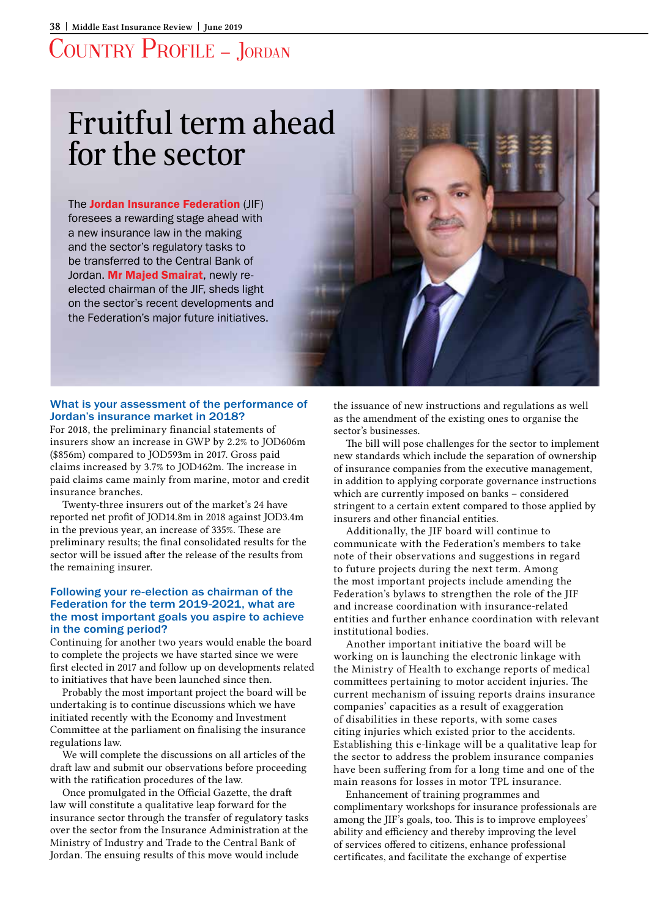# Country Profile – Jordan

# Fruitful term ahead for the sector

The **Jordan Insurance Federation** (JIF) foresees a rewarding stage ahead with a new insurance law in the making and the sector's regulatory tasks to be transferred to the Central Bank of Jordan. **Mr Majed Smairat**, newly re-elected chairman of the JIF, sheds light on the sector's recent developments and the Federation's major future initiatives.

### What is your assessment of the performance of Jordan's insurance market in 2018?

For 2018, the preliminary financial statements of insurers show an increase in GWP by 2.2% to JOD606m ($856m) compared to JOD593m in 2017. Gross paid claims increased by 3.7% to JOD462m. The increase in paid claims came mainly from marine, motor and credit insurance branches.

Twenty-three insurers out of the market's 24 have reported net profit of JOD14.8m in 2018 against JOD3.4m in the previous year, an increase of 335%. These are preliminary results; the final consolidated results for the sector will be issued after the release of the results from the remaining insurer.

### Following your re-election as chairman of the Federation for the term 2019-2021, what are the most important goals you aspire to achieve in the coming period?

Continuing for another two years would enable the board to complete the projects we have started since we were first elected in 2017 and follow up on developments related to initiatives that have been launched since then.

Probably the most important project the board will be undertaking is to continue discussions which we have initiated recently with the Economy and Investment Committee at the parliament on finalising the insurance regulations law.

We will complete the discussions on all articles of the draft law and submit our observations before proceeding with the ratification procedures of the law.

Once promulgated in the Official Gazette, the draft law will constitute a qualitative leap forward for the insurance sector through the transfer of regulatory tasks over the sector from the Insurance Administration at the Ministry of Industry and Trade to the Central Bank of Jordan. The ensuing results of this move would include the issuance of new instructions and regulations as well as the amendment of the existing ones to organise the sector's businesses.

The bill will pose challenges for the sector to implement new standards which include the separation of ownership of insurance companies from the executive management, in addition to applying corporate governance instructions which are currently imposed on banks – considered stringent to a certain extent compared to those applied by insurers and other financial entities.

Additionally, the JIF board will continue to communicate with the Federation's members to take note of their observations and suggestions in regard to future projects during the next term. Among the most important projects include amending the Federation's bylaws to strengthen the role of the JIF and increase coordination with insurance-related entities and further enhance coordination with relevant institutional bodies.

Another important initiative the board will be working on is launching the electronic linkage with the Ministry of Health to exchange reports of medical committees pertaining to motor accident injuries. The current mechanism of issuing reports drains insurance companies' capacities as a result of exaggeration of disabilities in these reports, with some cases citing injuries which existed prior to the accidents. Establishing this e-linkage will be a qualitative leap for the sector to address the problem insurance companies have been suffering from for a long time and one of the main reasons for losses in motor TPL insurance.

Enhancement of training programmes and complimentary workshops for insurance professionals are among the JIF's goals, too. This is to improve employees' ability and efficiency and thereby improving the level of services offered to citizens, enhance professional certificates, and facilitate the exchange of expertise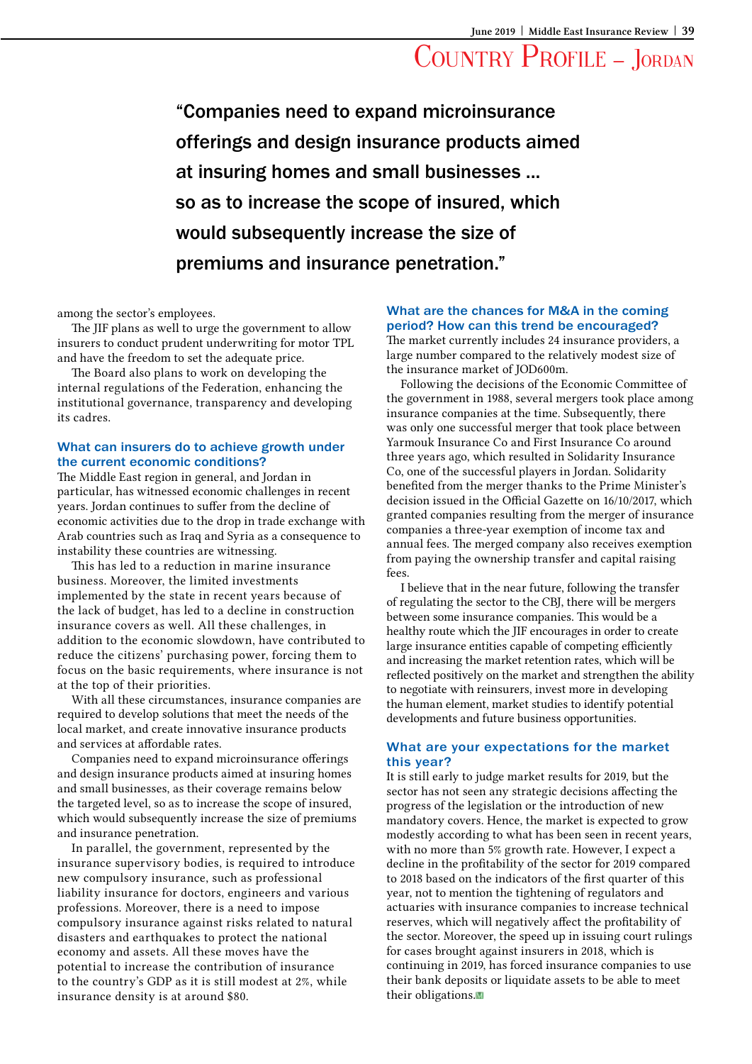# Country Profile – Jordan

> "Companies need to expand microinsurance offerings and design insurance products aimed at insuring homes and small businesses ... so as to increase the scope of insured, which would subsequently increase the size of premiums and insurance penetration."

among the sector's employees.

The JIF plans as well to urge the government to allow insurers to conduct prudent underwriting for motor TPL and have the freedom to set the adequate price.

The Board also plans to work on developing the internal regulations of the Federation, enhancing the institutional governance, transparency and developing its cadres.

### What can insurers do to achieve growth under the current economic conditions?

The Middle East region in general, and Jordan in particular, has witnessed economic challenges in recent years. Jordan continues to suffer from the decline of economic activities due to the drop in trade exchange with Arab countries such as Iraq and Syria as a consequence to instability these countries are witnessing.

This has led to a reduction in marine insurance business. Moreover, the limited investments implemented by the state in recent years because of the lack of budget, has led to a decline in construction insurance covers as well. All these challenges, in addition to the economic slowdown, have contributed to reduce the citizens' purchasing power, forcing them to focus on the basic requirements, where insurance is not at the top of their priorities.

With all these circumstances, insurance companies are required to develop solutions that meet the needs of the local market, and create innovative insurance products and services at affordable rates.

Companies need to expand microinsurance offerings and design insurance products aimed at insuring homes and small businesses, as their coverage remains below the targeted level, so as to increase the scope of insured, which would subsequently increase the size of premiums and insurance penetration.

In parallel, the government, represented by the insurance supervisory bodies, is required to introduce new compulsory insurance, such as professional liability insurance for doctors, engineers and various professions. Moreover, there is a need to impose compulsory insurance against risks related to natural disasters and earthquakes to protect the national economy and assets. All these moves have the potential to increase the contribution of insurance to the country's GDP as it is still modest at 2%, while insurance density is at around $80.

### What are the chances for M&A in the coming period? How can this trend be encouraged?

The market currently includes 24 insurance providers, a large number compared to the relatively modest size of the insurance market of JOD600m.

Following the decisions of the Economic Committee of the government in 1988, several mergers took place among insurance companies at the time. Subsequently, there was only one successful merger that took place between Yarmouk Insurance Co and First Insurance Co around three years ago, which resulted in Solidarity Insurance Co, one of the successful players in Jordan. Solidarity benefited from the merger thanks to the Prime Minister's decision issued in the Official Gazette on 16/10/2017, which granted companies resulting from the merger of insurance companies a three-year exemption of income tax and annual fees. The merged company also receives exemption from paying the ownership transfer and capital raising fees.

I believe that in the near future, following the transfer of regulating the sector to the CBJ, there will be mergers between some insurance companies. This would be a healthy route which the JIF encourages in order to create large insurance entities capable of competing efficiently and increasing the market retention rates, which will be reflected positively on the market and strengthen the ability to negotiate with reinsurers, invest more in developing the human element, market studies to identify potential developments and future business opportunities.

### What are your expectations for the market this year?

It is still early to judge market results for 2019, but the sector has not seen any strategic decisions affecting the progress of the legislation or the introduction of new mandatory covers. Hence, the market is expected to grow modestly according to what has been seen in recent years, with no more than 5% growth rate. However, I expect a decline in the profitability of the sector for 2019 compared to 2018 based on the indicators of the first quarter of this year, not to mention the tightening of regulators and actuaries with insurance companies to increase technical reserves, which will negatively affect the profitability of the sector. Moreover, the speed up in issuing court rulings for cases brought against insurers in 2018, which is continuing in 2019, has forced insurance companies to use their bank deposits or liquidate assets to be able to meet their obligations.